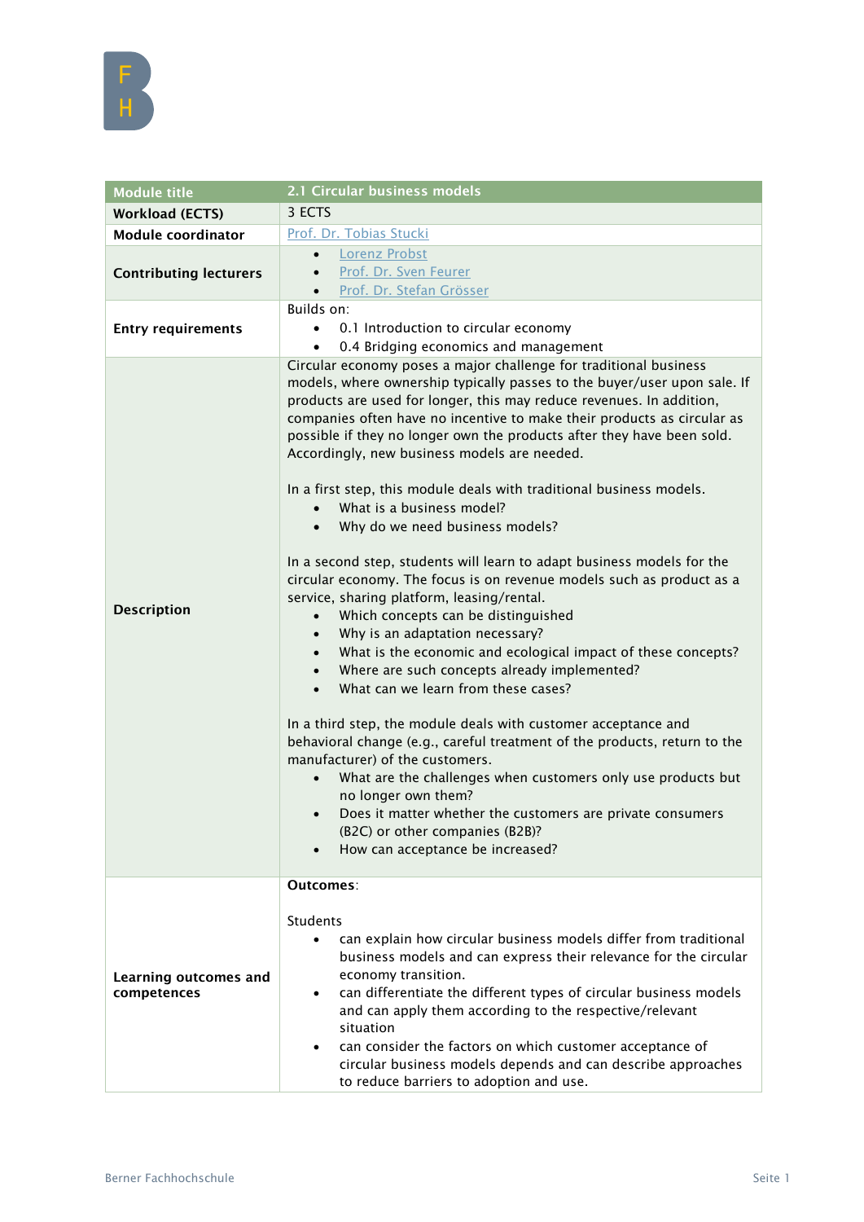| Module title | 2.1 Circular business models |
|---|---|
| Workload (ECTS) | 3 ECTS |
| Module coordinator | Prof. Dr. Tobias Stucki |
| Contributing lecturers | • Lorenz Probst<br>• Prof. Dr. Sven Feurer<br>• Prof. Dr. Stefan Grösser |
| Entry requirements | Builds on:<br>• 0.1 Introduction to circular economy<br>• 0.4 Bridging economics and management |
| Description | Circular economy poses a major challenge for traditional business models, where ownership typically passes to the buyer/user upon sale. If products are used for longer, this may reduce revenues. In addition, companies often have no incentive to make their products as circular as possible if they no longer own the products after they have been sold. Accordingly, new business models are needed.<br><br>In a first step, this module deals with traditional business models.<br>• What is a business model?<br>• Why do we need business models?<br><br>In a second step, students will learn to adapt business models for the circular economy. The focus is on revenue models such as product as a service, sharing platform, leasing/rental.<br>• Which concepts can be distinguished<br>• Why is an adaptation necessary?<br>• What is the economic and ecological impact of these concepts?<br>• Where are such concepts already implemented?<br>• What can we learn from these cases?<br><br>In a third step, the module deals with customer acceptance and behavioral change (e.g., careful treatment of the products, return to the manufacturer) of the customers.<br>• What are the challenges when customers only use products but no longer own them?<br>• Does it matter whether the customers are private consumers (B2C) or other companies (B2B)?<br>• How can acceptance be increased? |
| Learning outcomes and competences | **Outcomes**:<br><br>Students<br>• can explain how circular business models differ from traditional business models and can express their relevance for the circular economy transition.<br>• can differentiate the different types of circular business models and can apply them according to the respective/relevant situation<br>• can consider the factors on which customer acceptance of circular business models depends and can describe approaches to reduce barriers to adoption and use. |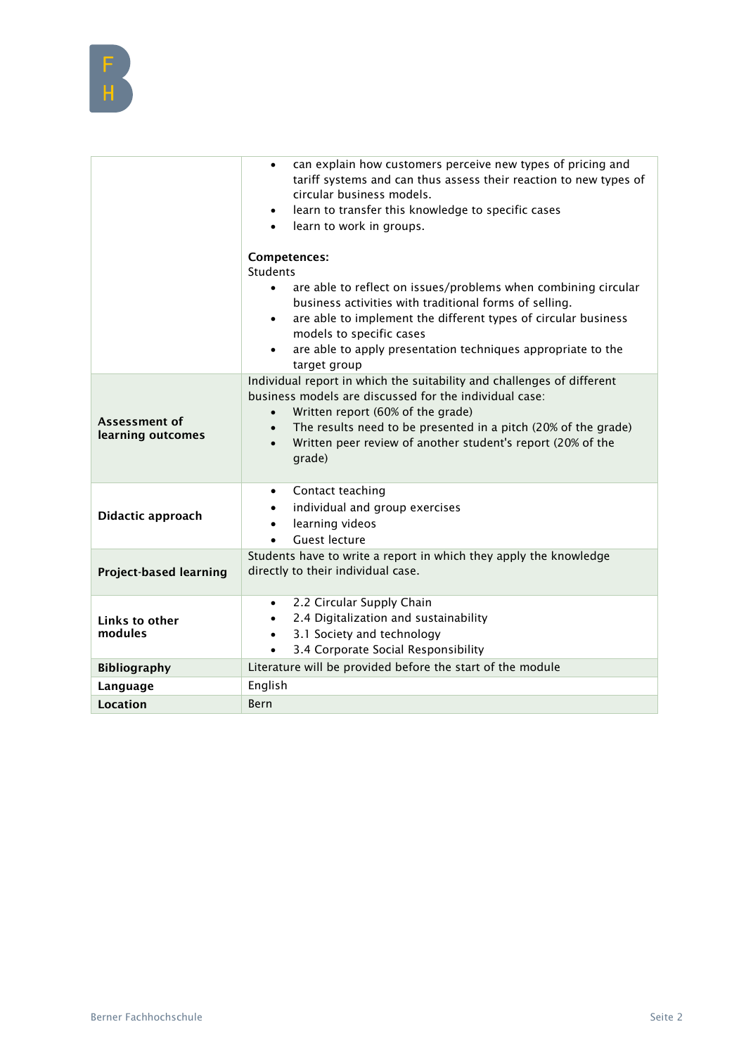| | |
|---|---|
| | • can explain how customers perceive new types of pricing and tariff systems and can thus assess their reaction to new types of circular business models.<br>• learn to transfer this knowledge to specific cases<br>• learn to work in groups.<br><br>**Competences:**<br>Students<br>• are able to reflect on issues/problems when combining circular business activities with traditional forms of selling.<br>• are able to implement the different types of circular business models to specific cases<br>• are able to apply presentation techniques appropriate to the target group |
| **Assessment of learning outcomes** | Individual report in which the suitability and challenges of different business models are discussed for the individual case:<br>• Written report (60% of the grade)<br>• The results need to be presented in a pitch (20% of the grade)<br>• Written peer review of another student's report (20% of the grade) |
| **Didactic approach** | • Contact teaching<br>• individual and group exercises<br>• learning videos<br>• Guest lecture |
| **Project-based learning** | Students have to write a report in which they apply the knowledge directly to their individual case. |
| **Links to other modules** | • 2.2 Circular Supply Chain<br>• 2.4 Digitalization and sustainability<br>• 3.1 Society and technology<br>• 3.4 Corporate Social Responsibility |
| **Bibliography** | Literature will be provided before the start of the module |
| **Language** | English |
| **Location** | Bern |